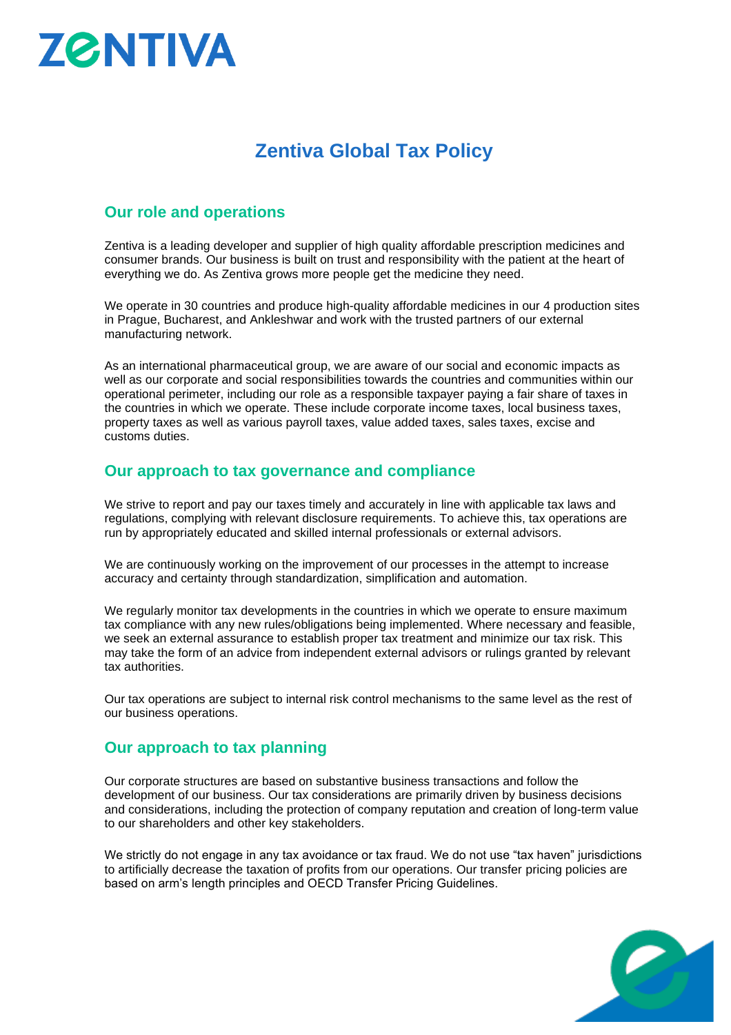# Zentiva Global Tax Policy

## Our role and operations

Zentiva is a leading developer and supplier of high quality affordable prescription medicines and consumer brands. Our business is built on trust and responsibility with the patient at the heart of everything we do. As Zentiva grows more people get the medicine they need.

We operate in 30 countries and produce high-quality affordable medicines in our 4 production sites in Prague, Bucharest, and Ankleshwar and work with the trusted partners of our external manufacturing network.

As an international pharmaceutical group, we are aware of our social and economic impacts as well as our corporate and social responsibilities towards the countries and communities within our operational perimeter, including our role as a responsible taxpayer paying a fair share of taxes in the countries in which we operate. These include corporate income taxes, local business taxes, property taxes as well as various payroll taxes, value added taxes, sales taxes, excise and customs duties.

## Our approach to tax governance and compliance

We strive to report and pay our taxes timely and accurately in line with applicable tax laws and regulations, complying with relevant disclosure requirements. To achieve this, tax operations are run by appropriately educated and skilled internal professionals or external advisors.

We are continuously working on the improvement of our processes in the attempt to increase accuracy and certainty through standardization, simplification and automation.

We regularly monitor tax developments in the countries in which we operate to ensure maximum tax compliance with any new rules/obligations being implemented. Where necessary and feasible, we seek an external assurance to establish proper tax treatment and minimize our tax risk. This may take the form of an advice from independent external advisors or rulings granted by relevant tax authorities.

Our tax operations are subject to internal risk control mechanisms to the same level as the rest of our business operations.

## Our approach to tax planning

Our corporate structures are based on substantive business transactions and follow the development of our business. Our tax considerations are primarily driven by business decisions and considerations, including the protection of company reputation and creation of long-term value to our shareholders and other key stakeholders.

We strictly do not engage in any tax avoidance or tax fraud. We do not use "tax haven" jurisdictions to artificially decrease the taxation of profits from our operations. Our transfer pricing policies are based on arm's length principles and OECD Transfer Pricing Guidelines.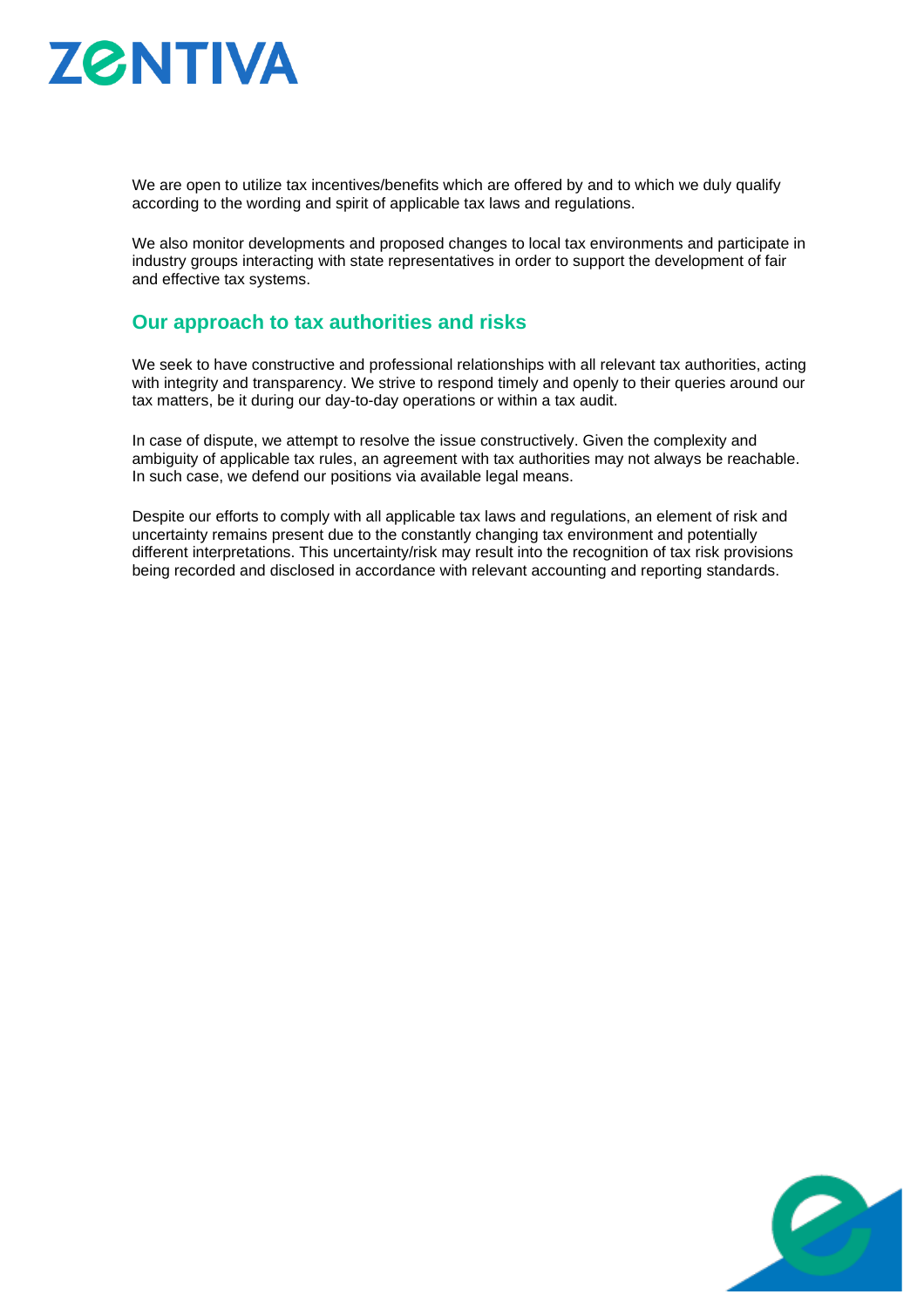We are open to utilize tax incentives/benefits which are offered by and to which we duly qualify according to the wording and spirit of applicable tax laws and regulations.

We also monitor developments and proposed changes to local tax environments and participate in industry groups interacting with state representatives in order to support the development of fair and effective tax systems.

## Our approach to tax authorities and risks

We seek to have constructive and professional relationships with all relevant tax authorities, acting with integrity and transparency. We strive to respond timely and openly to their queries around our tax matters, be it during our day-to-day operations or within a tax audit.

In case of dispute, we attempt to resolve the issue constructively. Given the complexity and ambiguity of applicable tax rules, an agreement with tax authorities may not always be reachable. In such case, we defend our positions via available legal means.

Despite our efforts to comply with all applicable tax laws and regulations, an element of risk and uncertainty remains present due to the constantly changing tax environment and potentially different interpretations. This uncertainty/risk may result into the recognition of tax risk provisions being recorded and disclosed in accordance with relevant accounting and reporting standards.